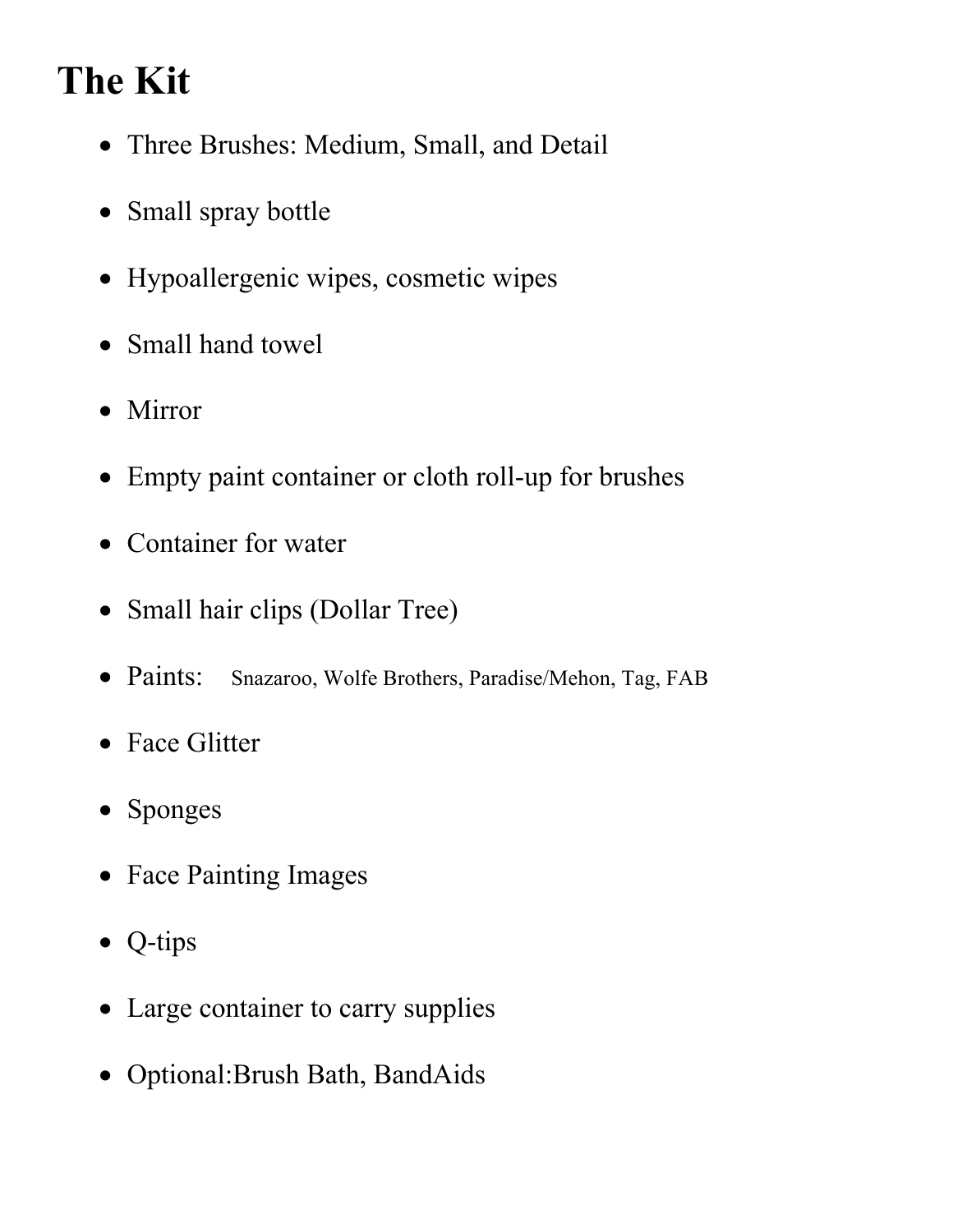# The Kit

- Three Brushes: Medium, Small, and Detail
- Small spray bottle
- Hypoallergenic wipes, cosmetic wipes
- Small hand towel
- Mirror
- Empty paint container or cloth roll-up for brushes
- Container for water
- Small hair clips (Dollar Tree)
- Paints: Snazaroo, Wolfe Brothers, Paradise/Mehon, Tag, FAB
- Face Glitter
- Sponges
- Face Painting Images
- Q-tips
- Large container to carry supplies
- Optional:Brush Bath, BandAids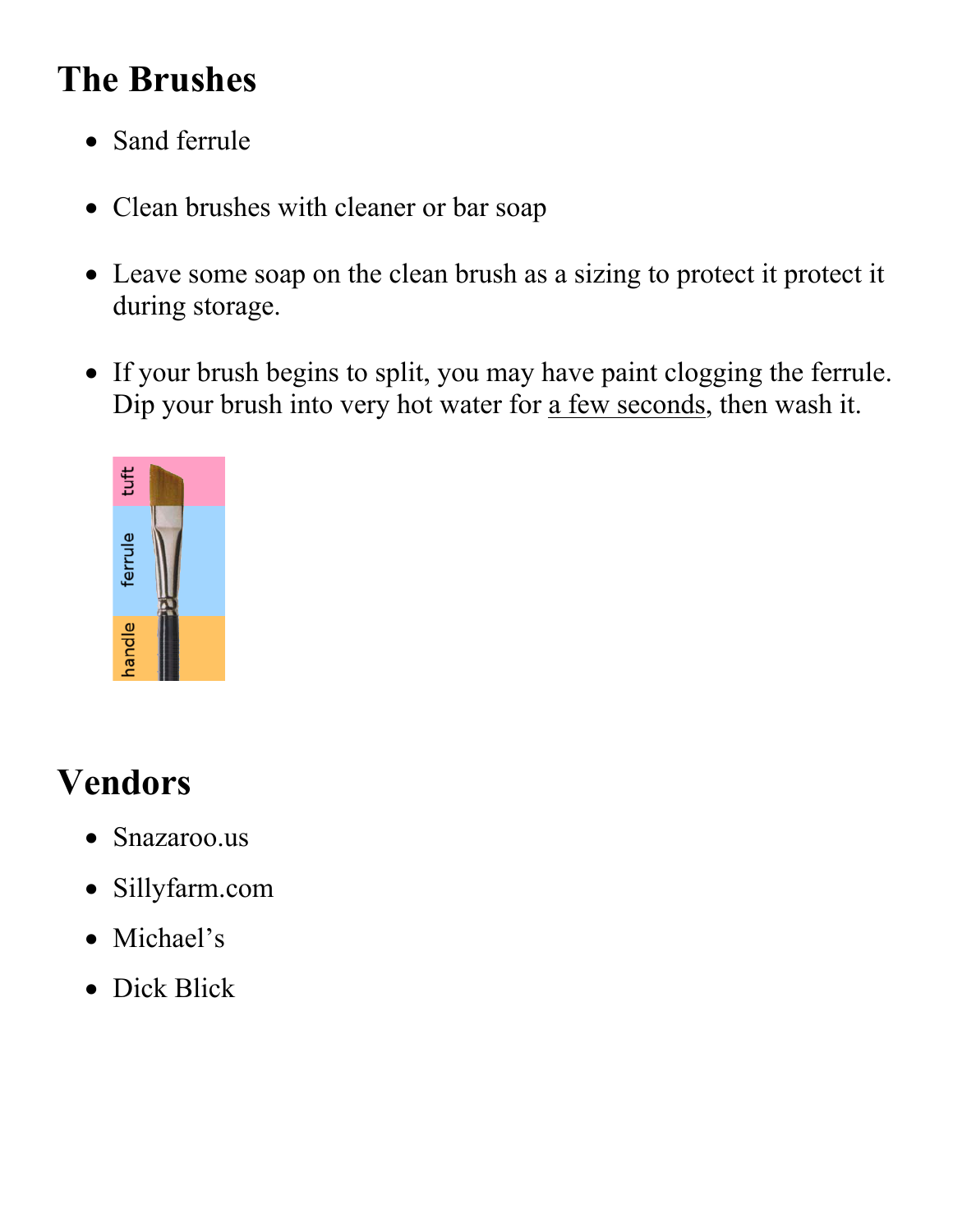## The Brushes

- Sand ferrule
- Clean brushes with cleaner or bar soap
- Leave some soap on the clean brush as a sizing to protect it protect it during storage.
- If your brush begins to split, you may have paint clogging the ferrule. Dip your brush into very hot water for a few seconds, then wash it.

## Vendors

- Snazaroo.us
- Sillyfarm.com
- Michael's
- Dick Blick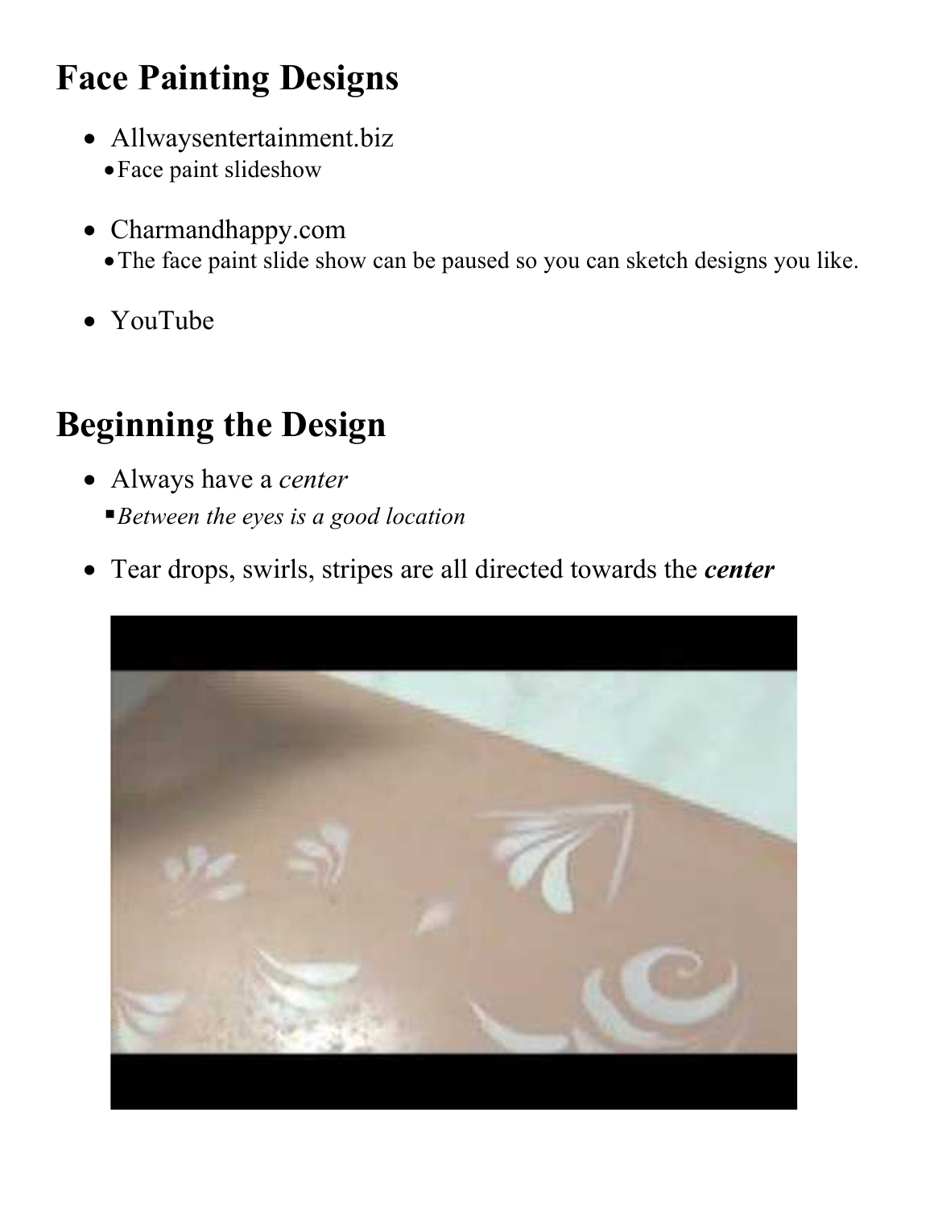# Face Painting Designs

- Allwaysentertainment.biz
  - Face paint slideshow
- Charmandhappy.com
  - The face paint slide show can be paused so you can sketch designs you like.
- YouTube

# Beginning the Design

- Always have a *center*
  - *Between the eyes is a good location*
- Tear drops, swirls, stripes are all directed towards the ***center***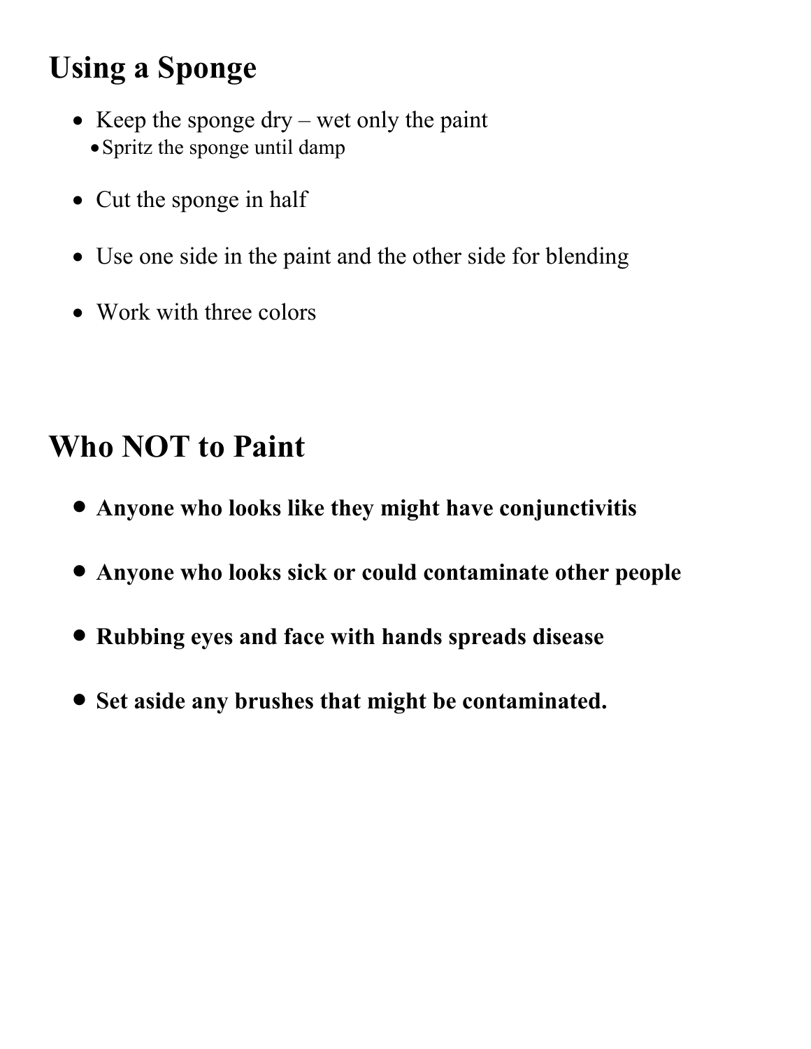## Using a Sponge

- Keep the sponge dry – wet only the paint
  - Spritz the sponge until damp
- Cut the sponge in half
- Use one side in the paint and the other side for blending
- Work with three colors

## Who NOT to Paint

- **Anyone who looks like they might have conjunctivitis**
- **Anyone who looks sick or could contaminate other people**
- **Rubbing eyes and face with hands spreads disease**
- **Set aside any brushes that might be contaminated.**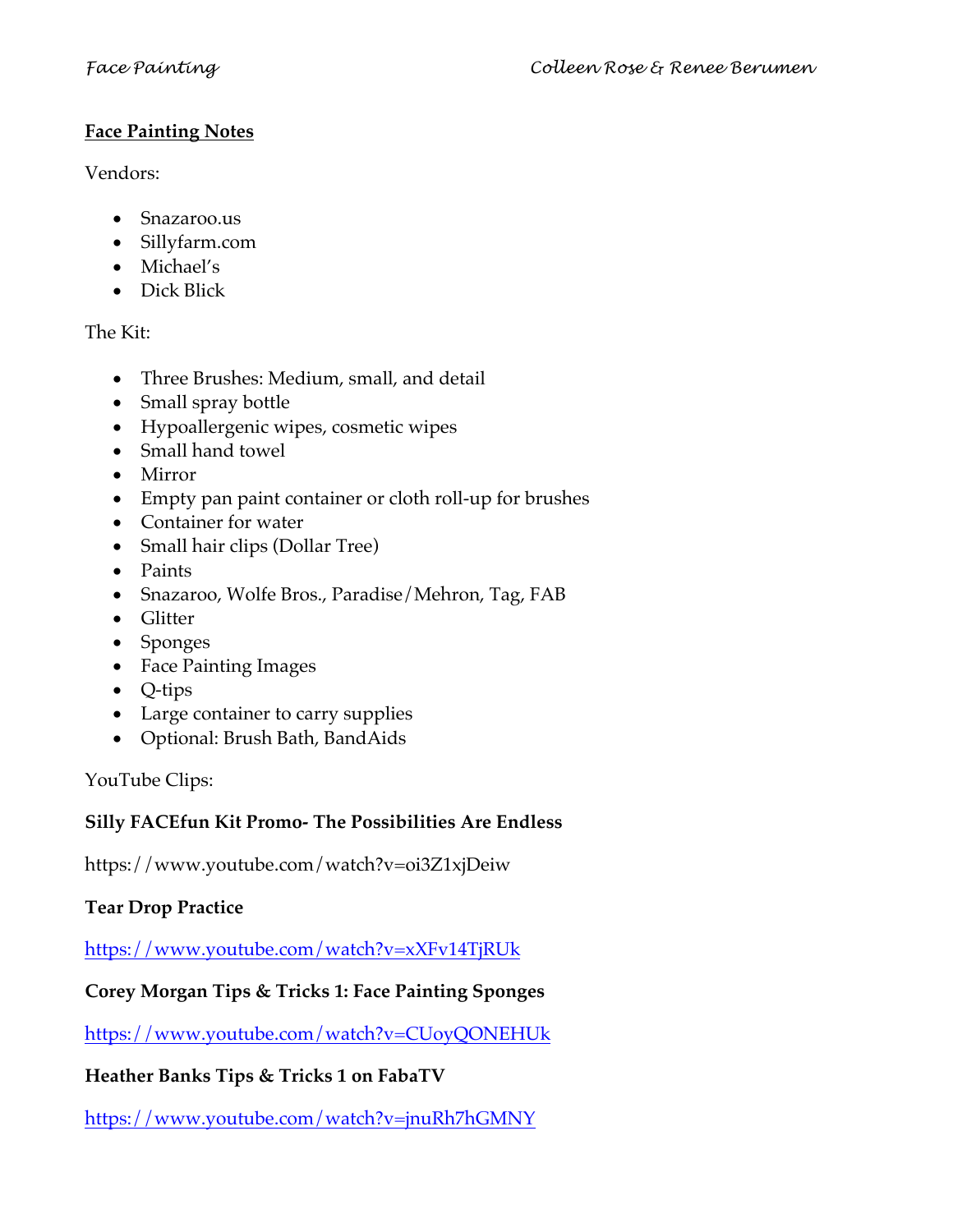## Face Painting Notes

Vendors:

- Snazaroo.us
- Sillyfarm.com
- Michael's
- Dick Blick

The Kit:

- Three Brushes: Medium, small, and detail
- Small spray bottle
- Hypoallergenic wipes, cosmetic wipes
- Small hand towel
- Mirror
- Empty pan paint container or cloth roll-up for brushes
- Container for water
- Small hair clips (Dollar Tree)
- Paints
- Snazaroo, Wolfe Bros., Paradise/Mehron, Tag, FAB
- Glitter
- Sponges
- Face Painting Images
- Q-tips
- Large container to carry supplies
- Optional: Brush Bath, BandAids

YouTube Clips:

**Silly FACEfun Kit Promo- The Possibilities Are Endless**

https://www.youtube.com/watch?v=oi3Z1xjDeiw

**Tear Drop Practice**

https://www.youtube.com/watch?v=xXFv14TjRUk

**Corey Morgan Tips & Tricks 1: Face Painting Sponges**

https://www.youtube.com/watch?v=CUoyQONEHUk

**Heather Banks Tips & Tricks 1 on FabaTV**

https://www.youtube.com/watch?v=jnuRh7hGMNY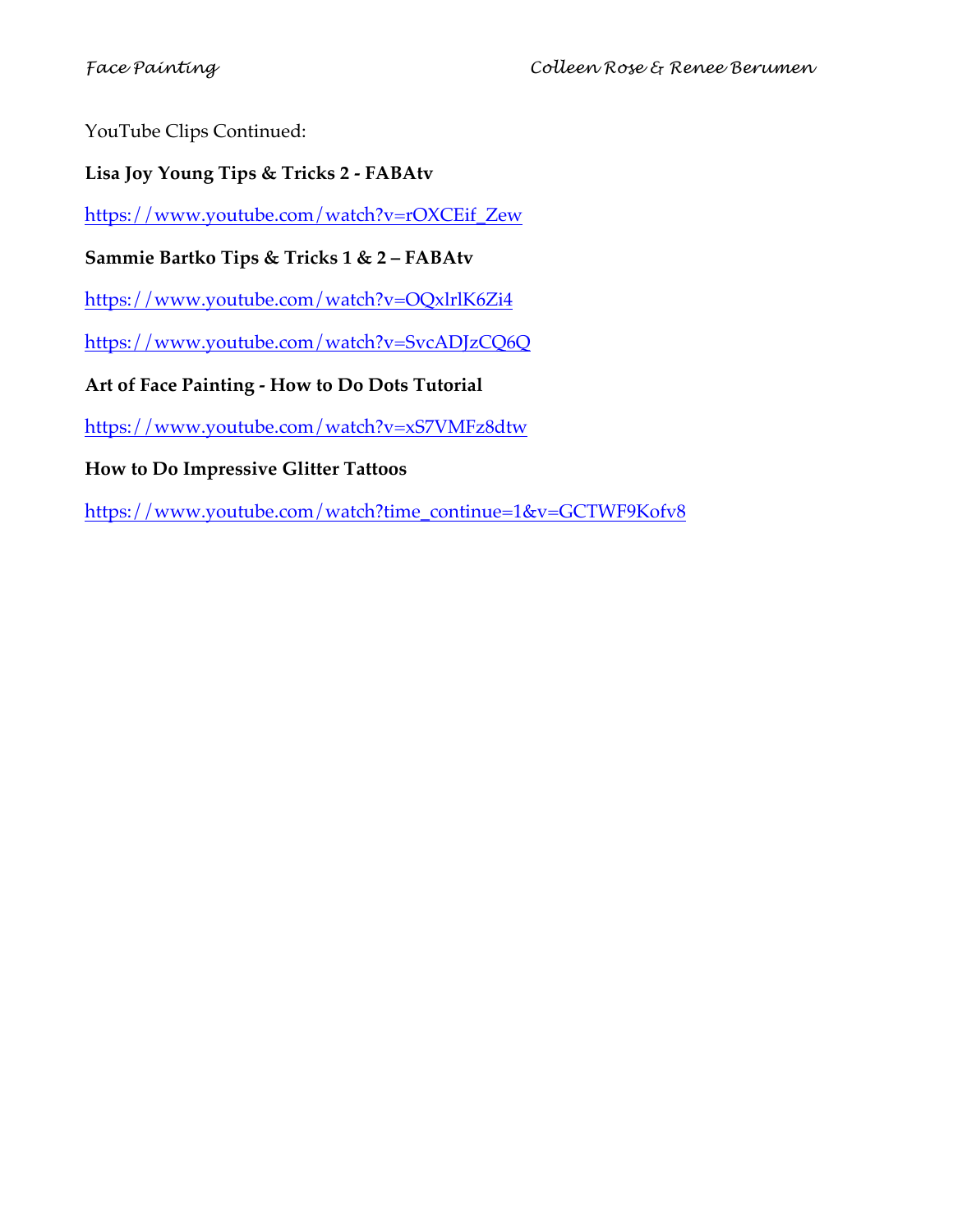YouTube Clips Continued:

**Lisa Joy Young Tips & Tricks 2 - FABAtv**

https://www.youtube.com/watch?v=rOXCEif_Zew

**Sammie Bartko Tips & Tricks 1 & 2 – FABAtv**

https://www.youtube.com/watch?v=OQxlrlK6Zi4

https://www.youtube.com/watch?v=SvcADJzCQ6Q

**Art of Face Painting - How to Do Dots Tutorial**

https://www.youtube.com/watch?v=xS7VMFz8dtw

**How to Do Impressive Glitter Tattoos**

https://www.youtube.com/watch?time_continue=1&v=GCTWF9Kofv8